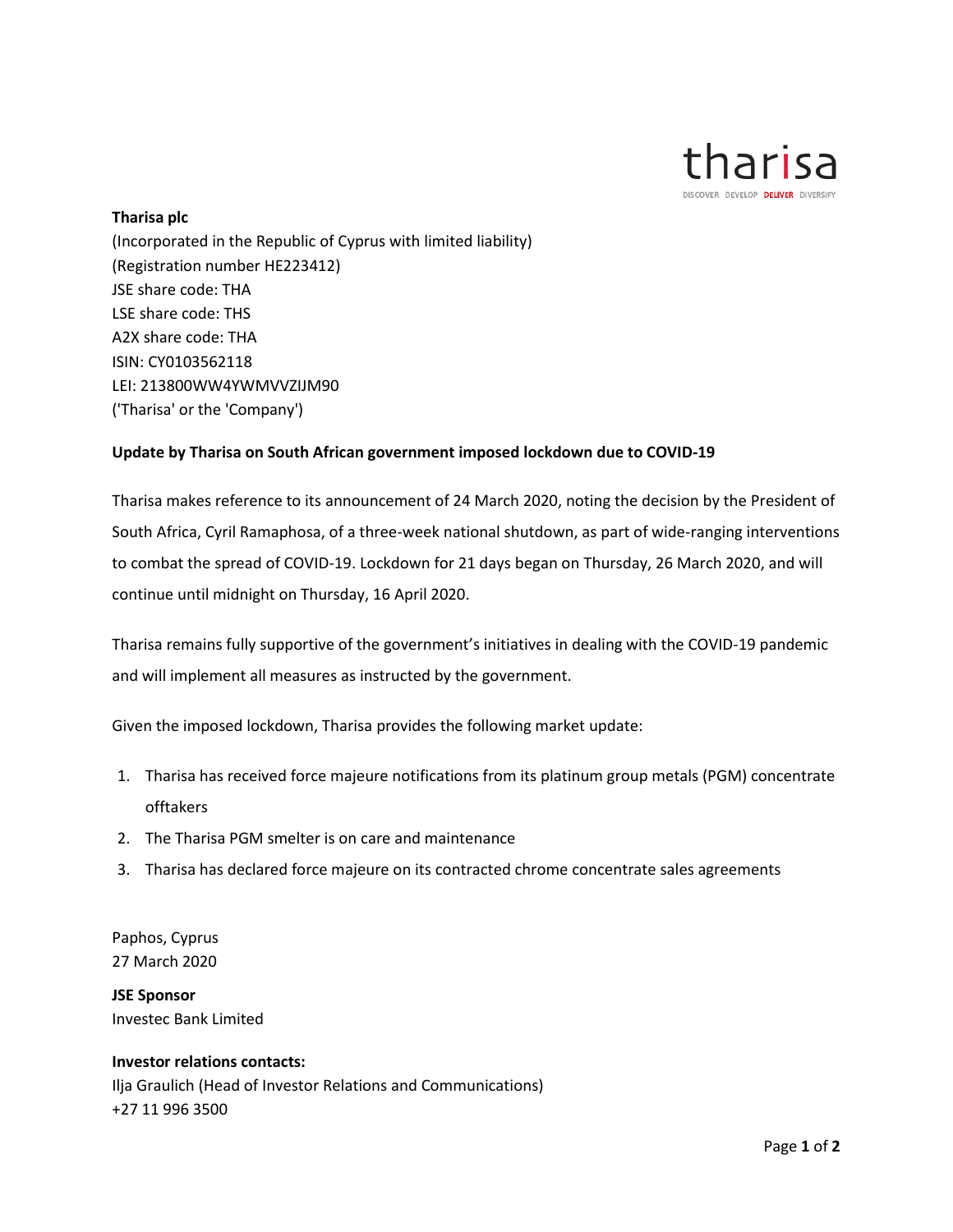**Tharisa plc**
(Incorporated in the Republic of Cyprus with limited liability)
(Registration number HE223412)
JSE share code: THA
LSE share code: THS
A2X share code: THA
ISIN: CY0103562118
LEI: 213800WW4YWMVVZIJM90
('Tharisa' or the 'Company')

**Update by Tharisa on South African government imposed lockdown due to COVID-19**

Tharisa makes reference to its announcement of 24 March 2020, noting the decision by the President of South Africa, Cyril Ramaphosa, of a three-week national shutdown, as part of wide-ranging interventions to combat the spread of COVID-19. Lockdown for 21 days began on Thursday, 26 March 2020, and will continue until midnight on Thursday, 16 April 2020.

Tharisa remains fully supportive of the government's initiatives in dealing with the COVID-19 pandemic and will implement all measures as instructed by the government.

Given the imposed lockdown, Tharisa provides the following market update:

1. Tharisa has received force majeure notifications from its platinum group metals (PGM) concentrate offtakers
2. The Tharisa PGM smelter is on care and maintenance
3. Tharisa has declared force majeure on its contracted chrome concentrate sales agreements

Paphos, Cyprus
27 March 2020

**JSE Sponsor**
Investec Bank Limited

**Investor relations contacts:**
Ilja Graulich (Head of Investor Relations and Communications)
+27 11 996 3500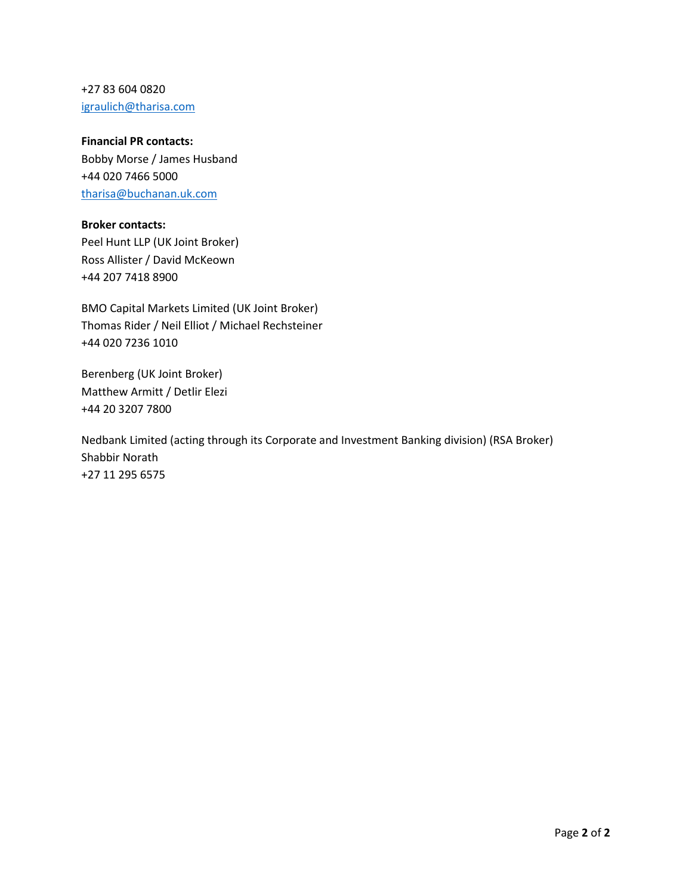+27 83 604 0820
igraulich@tharisa.com

**Financial PR contacts:**
Bobby Morse / James Husband
+44 020 7466 5000
tharisa@buchanan.uk.com

**Broker contacts:**
Peel Hunt LLP (UK Joint Broker)
Ross Allister / David McKeown
+44 207 7418 8900

BMO Capital Markets Limited (UK Joint Broker)
Thomas Rider / Neil Elliot / Michael Rechsteiner
+44 020 7236 1010

Berenberg (UK Joint Broker)
Matthew Armitt / Detlir Elezi
+44 20 3207 7800

Nedbank Limited (acting through its Corporate and Investment Banking division) (RSA Broker)
Shabbir Norath
+27 11 295 6575